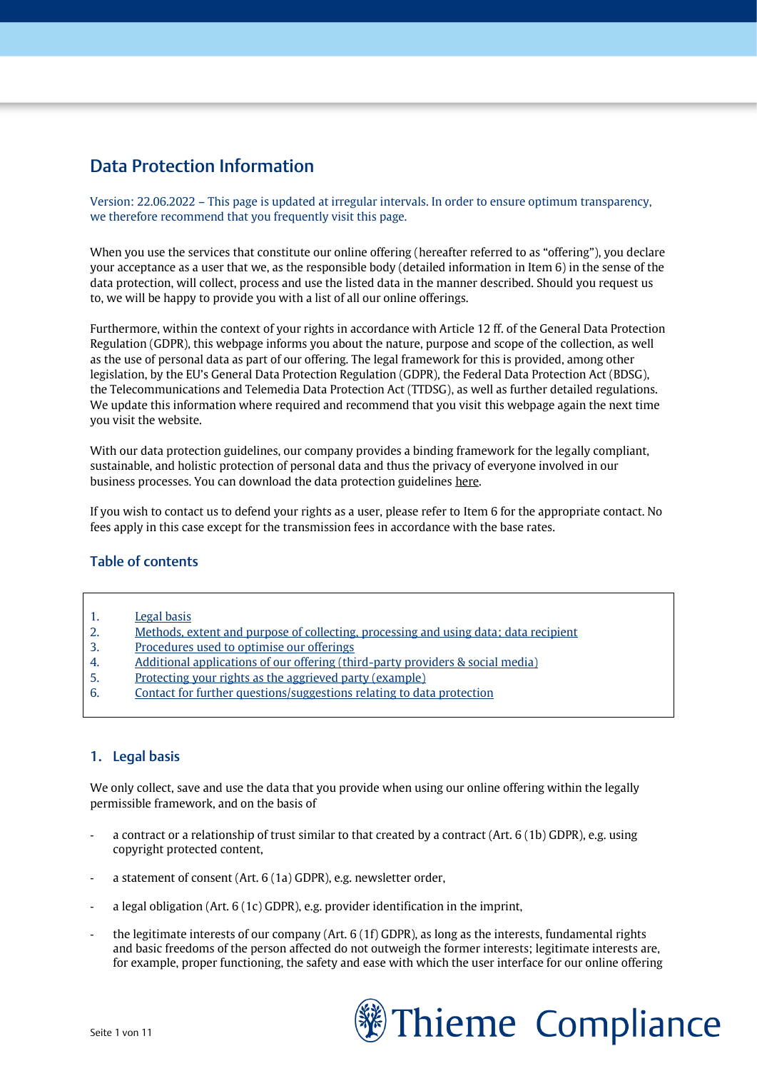# Data Protection Information

Version: 22.06.2022 – This page is updated at irregular intervals. In order to ensure optimum transparency, we therefore recommend that you frequently visit this page.

When you use the services that constitute our online offering (hereafter referred to as "offering"), you declare your acceptance as a user that we, as the responsible body (detailed information in Item 6) in the sense of the data protection, will collect, process and use the listed data in the manner described. Should you request us to, we will be happy to provide you with a list of all our online offerings.

Furthermore, within the context of your rights in accordance with Article 12 ff. of the General Data Protection Regulation (GDPR), this webpage informs you about the nature, purpose and scope of the collection, as well as the use of personal data as part of our offering. The legal framework for this is provided, among other legislation, by the EU's General Data Protection Regulation (GDPR), the Federal Data Protection Act (BDSG), the Telecommunications and Telemedia Data Protection Act (TTDSG), as well as further detailed regulations. We update this information where required and recommend that you visit this webpage again the next time you visit the website.

With our data protection guidelines, our company provides a binding framework for the legally compliant, sustainable, and holistic protection of personal data and thus the privacy of everyone involved in our business processes. You can download the data protection guidelines here.

If you wish to contact us to defend your rights as a user, please refer to Item 6 for the appropriate contact. No fees apply in this case except for the transmission fees in accordance with the base rates.

## Table of contents

1. Legal basis
2. Methods, extent and purpose of collecting, processing and using data; data recipient
3. Procedures used to optimise our offerings
4. Additional applications of our offering (third-party providers & social media)
5. Protecting your rights as the aggrieved party (example)
6. Contact for further questions/suggestions relating to data protection

## 1. Legal basis

We only collect, save and use the data that you provide when using our online offering within the legally permissible framework, and on the basis of

- a contract or a relationship of trust similar to that created by a contract (Art. 6 (1b) GDPR), e.g. using copyright protected content,
- a statement of consent (Art. 6 (1a) GDPR), e.g. newsletter order,
- a legal obligation (Art. 6 (1c) GDPR), e.g. provider identification in the imprint,
- the legitimate interests of our company (Art. 6 (1f) GDPR), as long as the interests, fundamental rights and basic freedoms of the person affected do not outweigh the former interests; legitimate interests are, for example, proper functioning, the safety and ease with which the user interface for our online offering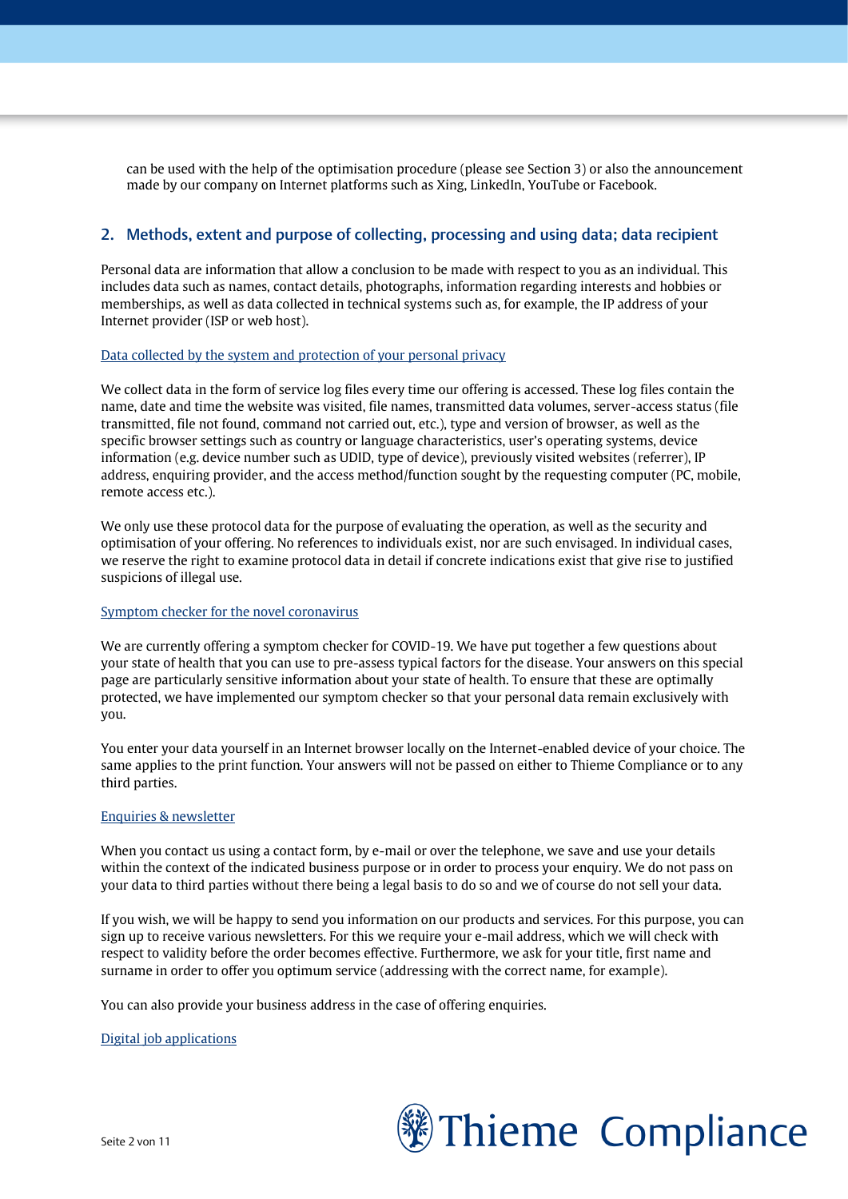can be used with the help of the optimisation procedure (please see Section 3) or also the announcement made by our company on Internet platforms such as Xing, LinkedIn, YouTube or Facebook.

## 2. Methods, extent and purpose of collecting, processing and using data; data recipient

Personal data are information that allow a conclusion to be made with respect to you as an individual. This includes data such as names, contact details, photographs, information regarding interests and hobbies or memberships, as well as data collected in technical systems such as, for example, the IP address of your Internet provider (ISP or web host).

### Data collected by the system and protection of your personal privacy

We collect data in the form of service log files every time our offering is accessed. These log files contain the name, date and time the website was visited, file names, transmitted data volumes, server-access status (file transmitted, file not found, command not carried out, etc.), type and version of browser, as well as the specific browser settings such as country or language characteristics, user's operating systems, device information (e.g. device number such as UDID, type of device), previously visited websites (referrer), IP address, enquiring provider, and the access method/function sought by the requesting computer (PC, mobile, remote access etc.).

We only use these protocol data for the purpose of evaluating the operation, as well as the security and optimisation of your offering. No references to individuals exist, nor are such envisaged. In individual cases, we reserve the right to examine protocol data in detail if concrete indications exist that give rise to justified suspicions of illegal use.

### Symptom checker for the novel coronavirus

We are currently offering a symptom checker for COVID-19. We have put together a few questions about your state of health that you can use to pre-assess typical factors for the disease. Your answers on this special page are particularly sensitive information about your state of health. To ensure that these are optimally protected, we have implemented our symptom checker so that your personal data remain exclusively with you.

You enter your data yourself in an Internet browser locally on the Internet-enabled device of your choice. The same applies to the print function. Your answers will not be passed on either to Thieme Compliance or to any third parties.

### Enquiries & newsletter

When you contact us using a contact form, by e-mail or over the telephone, we save and use your details within the context of the indicated business purpose or in order to process your enquiry. We do not pass on your data to third parties without there being a legal basis to do so and we of course do not sell your data.

If you wish, we will be happy to send you information on our products and services. For this purpose, you can sign up to receive various newsletters. For this we require your e-mail address, which we will check with respect to validity before the order becomes effective. Furthermore, we ask for your title, first name and surname in order to offer you optimum service (addressing with the correct name, for example).

You can also provide your business address in the case of offering enquiries.

### Digital job applications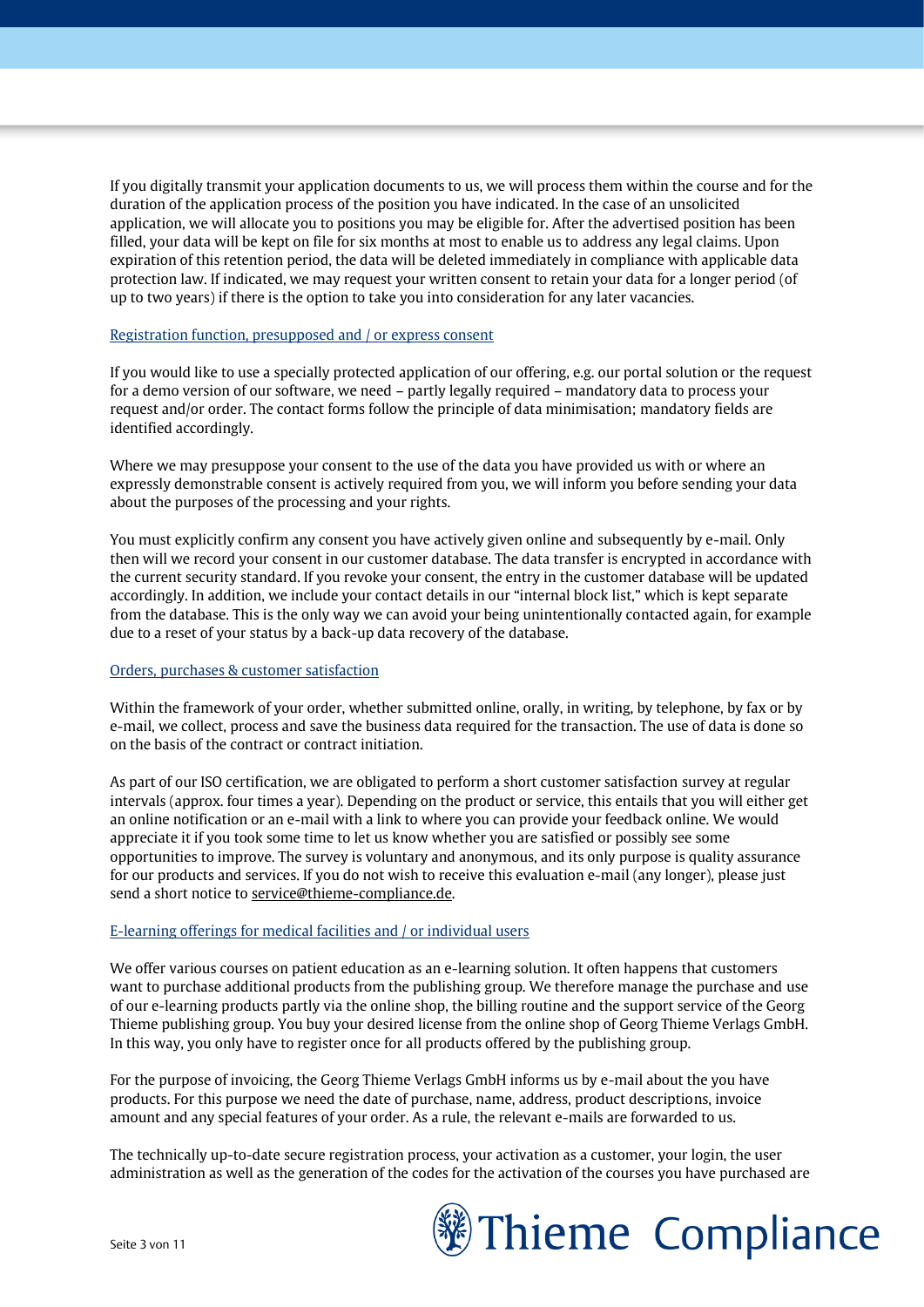If you digitally transmit your application documents to us, we will process them within the course and for the duration of the application process of the position you have indicated. In the case of an unsolicited application, we will allocate you to positions you may be eligible for. After the advertised position has been filled, your data will be kept on file for six months at most to enable us to address any legal claims. Upon expiration of this retention period, the data will be deleted immediately in compliance with applicable data protection law. If indicated, we may request your written consent to retain your data for a longer period (of up to two years) if there is the option to take you into consideration for any later vacancies.

### Registration function, presupposed and / or express consent

If you would like to use a specially protected application of our offering, e.g. our portal solution or the request for a demo version of our software, we need – partly legally required – mandatory data to process your request and/or order. The contact forms follow the principle of data minimisation; mandatory fields are identified accordingly.

Where we may presuppose your consent to the use of the data you have provided us with or where an expressly demonstrable consent is actively required from you, we will inform you before sending your data about the purposes of the processing and your rights.

You must explicitly confirm any consent you have actively given online and subsequently by e-mail. Only then will we record your consent in our customer database. The data transfer is encrypted in accordance with the current security standard. If you revoke your consent, the entry in the customer database will be updated accordingly. In addition, we include your contact details in our "internal block list," which is kept separate from the database. This is the only way we can avoid your being unintentionally contacted again, for example due to a reset of your status by a back-up data recovery of the database.

### Orders, purchases & customer satisfaction

Within the framework of your order, whether submitted online, orally, in writing, by telephone, by fax or by e-mail, we collect, process and save the business data required for the transaction. The use of data is done so on the basis of the contract or contract initiation.

As part of our ISO certification, we are obligated to perform a short customer satisfaction survey at regular intervals (approx. four times a year). Depending on the product or service, this entails that you will either get an online notification or an e-mail with a link to where you can provide your feedback online. We would appreciate it if you took some time to let us know whether you are satisfied or possibly see some opportunities to improve. The survey is voluntary and anonymous, and its only purpose is quality assurance for our products and services. If you do not wish to receive this evaluation e-mail (any longer), please just send a short notice to service@thieme-compliance.de.

### E-learning offerings for medical facilities and / or individual users

We offer various courses on patient education as an e-learning solution. It often happens that customers want to purchase additional products from the publishing group. We therefore manage the purchase and use of our e-learning products partly via the online shop, the billing routine and the support service of the Georg Thieme publishing group. You buy your desired license from the online shop of Georg Thieme Verlags GmbH. In this way, you only have to register once for all products offered by the publishing group.

For the purpose of invoicing, the Georg Thieme Verlags GmbH informs us by e-mail about the you have products. For this purpose we need the date of purchase, name, address, product descriptions, invoice amount and any special features of your order. As a rule, the relevant e-mails are forwarded to us.

The technically up-to-date secure registration process, your activation as a customer, your login, the user administration as well as the generation of the codes for the activation of the courses you have purchased are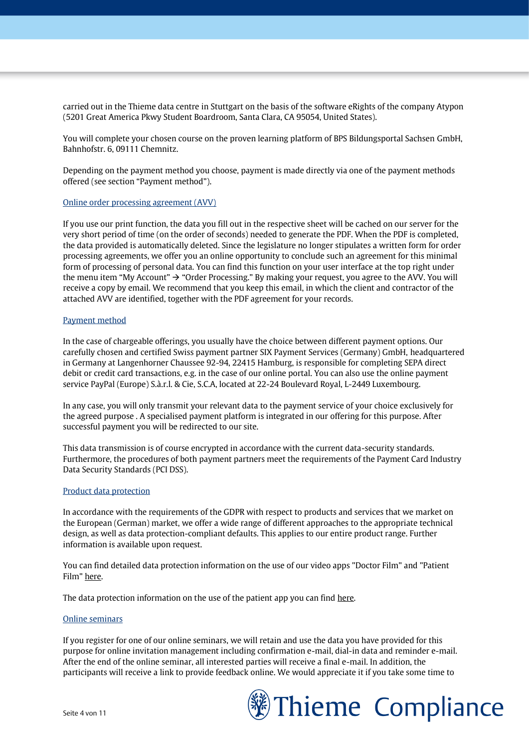carried out in the Thieme data centre in Stuttgart on the basis of the software eRights of the company Atypon (5201 Great America Pkwy Student Boardroom, Santa Clara, CA 95054, United States).

You will complete your chosen course on the proven learning platform of BPS Bildungsportal Sachsen GmbH, Bahnhofstr. 6, 09111 Chemnitz.

Depending on the payment method you choose, payment is made directly via one of the payment methods offered (see section "Payment method").

## Online order processing agreement (AVV)

If you use our print function, the data you fill out in the respective sheet will be cached on our server for the very short period of time (on the order of seconds) needed to generate the PDF. When the PDF is completed, the data provided is automatically deleted. Since the legislature no longer stipulates a written form for order processing agreements, we offer you an online opportunity to conclude such an agreement for this minimal form of processing of personal data. You can find this function on your user interface at the top right under the menu item "My Account" → "Order Processing." By making your request, you agree to the AVV. You will receive a copy by email. We recommend that you keep this email, in which the client and contractor of the attached AVV are identified, together with the PDF agreement for your records.

## Payment method

In the case of chargeable offerings, you usually have the choice between different payment options. Our carefully chosen and certified Swiss payment partner SIX Payment Services (Germany) GmbH, headquartered in Germany at Langenhorner Chaussee 92-94, 22415 Hamburg, is responsible for completing SEPA direct debit or credit card transactions, e.g. in the case of our online portal. You can also use the online payment service PayPal (Europe) S.à.r.l. & Cie, S.C.A, located at 22-24 Boulevard Royal, L-2449 Luxembourg.

In any case, you will only transmit your relevant data to the payment service of your choice exclusively for the agreed purpose . A specialised payment platform is integrated in our offering for this purpose. After successful payment you will be redirected to our site.

This data transmission is of course encrypted in accordance with the current data-security standards. Furthermore, the procedures of both payment partners meet the requirements of the Payment Card Industry Data Security Standards (PCI DSS).

## Product data protection

In accordance with the requirements of the GDPR with respect to products and services that we market on the European (German) market, we offer a wide range of different approaches to the appropriate technical design, as well as data protection-compliant defaults. This applies to our entire product range. Further information is available upon request.

You can find detailed data protection information on the use of our video apps "Doctor Film" and "Patient Film" here.

The data protection information on the use of the patient app you can find here.

## Online seminars

If you register for one of our online seminars, we will retain and use the data you have provided for this purpose for online invitation management including confirmation e-mail, dial-in data and reminder e-mail. After the end of the online seminar, all interested parties will receive a final e-mail. In addition, the participants will receive a link to provide feedback online. We would appreciate it if you take some time to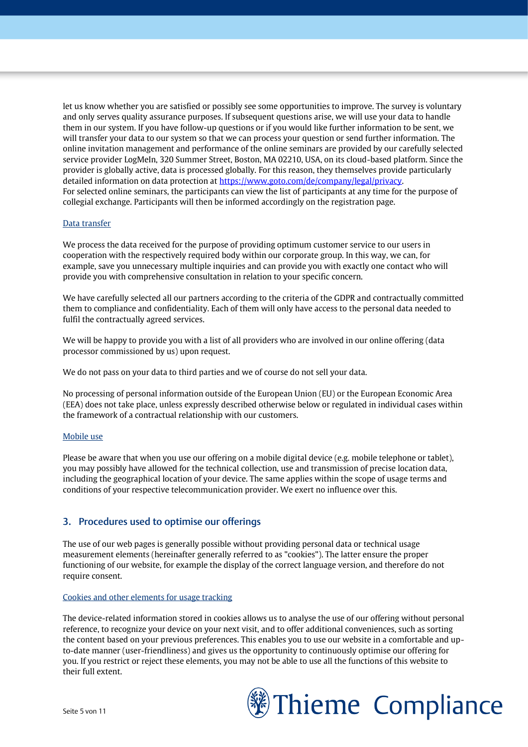let us know whether you are satisfied or possibly see some opportunities to improve. The survey is voluntary and only serves quality assurance purposes. If subsequent questions arise, we will use your data to handle them in our system. If you have follow-up questions or if you would like further information to be sent, we will transfer your data to our system so that we can process your question or send further information. The online invitation management and performance of the online seminars are provided by our carefully selected service provider LogMeIn, 320 Summer Street, Boston, MA 02210, USA, on its cloud-based platform. Since the provider is globally active, data is processed globally. For this reason, they themselves provide particularly detailed information on data protection at [https://www.goto.com/de/company/legal/privacy](https://www.goto.com/de/company/legal/privacy).
For selected online seminars, the participants can view the list of participants at any time for the purpose of collegial exchange. Participants will then be informed accordingly on the registration page.

### Data transfer

We process the data received for the purpose of providing optimum customer service to our users in cooperation with the respectively required body within our corporate group. In this way, we can, for example, save you unnecessary multiple inquiries and can provide you with exactly one contact who will provide you with comprehensive consultation in relation to your specific concern.

We have carefully selected all our partners according to the criteria of the GDPR and contractually committed them to compliance and confidentiality. Each of them will only have access to the personal data needed to fulfil the contractually agreed services.

We will be happy to provide you with a list of all providers who are involved in our online offering (data processor commissioned by us) upon request.

We do not pass on your data to third parties and we of course do not sell your data.

No processing of personal information outside of the European Union (EU) or the European Economic Area (EEA) does not take place, unless expressly described otherwise below or regulated in individual cases within the framework of a contractual relationship with our customers.

### Mobile use

Please be aware that when you use our offering on a mobile digital device (e.g. mobile telephone or tablet), you may possibly have allowed for the technical collection, use and transmission of precise location data, including the geographical location of your device. The same applies within the scope of usage terms and conditions of your respective telecommunication provider. We exert no influence over this.

## 3. Procedures used to optimise our offerings

The use of our web pages is generally possible without providing personal data or technical usage measurement elements (hereinafter generally referred to as "cookies"). The latter ensure the proper functioning of our website, for example the display of the correct language version, and therefore do not require consent.

### Cookies and other elements for usage tracking

The device-related information stored in cookies allows us to analyse the use of our offering without personal reference, to recognize your device on your next visit, and to offer additional conveniences, such as sorting the content based on your previous preferences. This enables you to use our website in a comfortable and up-to-date manner (user-friendliness) and gives us the opportunity to continuously optimise our offering for you. If you restrict or reject these elements, you may not be able to use all the functions of this website to their full extent.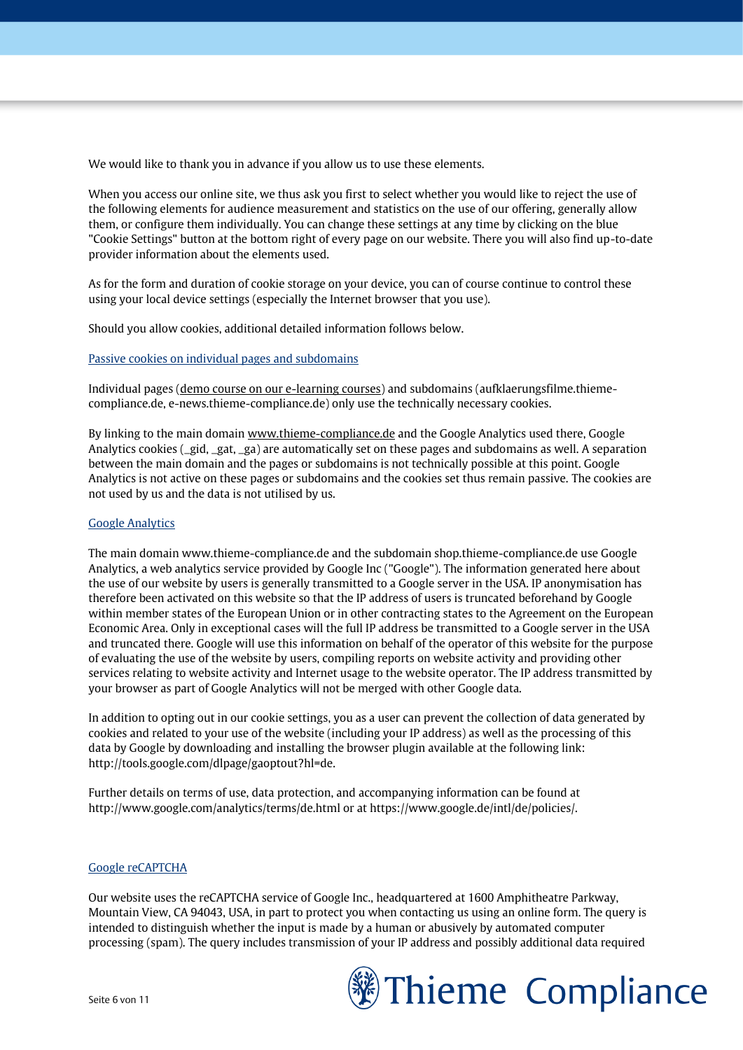We would like to thank you in advance if you allow us to use these elements.

When you access our online site, we thus ask you first to select whether you would like to reject the use of the following elements for audience measurement and statistics on the use of our offering, generally allow them, or configure them individually. You can change these settings at any time by clicking on the blue "Cookie Settings" button at the bottom right of every page on our website. There you will also find up-to-date provider information about the elements used.

As for the form and duration of cookie storage on your device, you can of course continue to control these using your local device settings (especially the Internet browser that you use).

Should you allow cookies, additional detailed information follows below.

### Passive cookies on individual pages and subdomains

Individual pages (demo course on our e-learning courses) and subdomains (aufklaerungsfilme.thieme-compliance.de, e-news.thieme-compliance.de) only use the technically necessary cookies.

By linking to the main domain www.thieme-compliance.de and the Google Analytics used there, Google Analytics cookies (_gid, _gat, _ga) are automatically set on these pages and subdomains as well. A separation between the main domain and the pages or subdomains is not technically possible at this point. Google Analytics is not active on these pages or subdomains and the cookies set thus remain passive. The cookies are not used by us and the data is not utilised by us.

### Google Analytics

The main domain www.thieme-compliance.de and the subdomain shop.thieme-compliance.de use Google Analytics, a web analytics service provided by Google Inc ("Google"). The information generated here about the use of our website by users is generally transmitted to a Google server in the USA. IP anonymisation has therefore been activated on this website so that the IP address of users is truncated beforehand by Google within member states of the European Union or in other contracting states to the Agreement on the European Economic Area. Only in exceptional cases will the full IP address be transmitted to a Google server in the USA and truncated there. Google will use this information on behalf of the operator of this website for the purpose of evaluating the use of the website by users, compiling reports on website activity and providing other services relating to website activity and Internet usage to the website operator. The IP address transmitted by your browser as part of Google Analytics will not be merged with other Google data.

In addition to opting out in our cookie settings, you as a user can prevent the collection of data generated by cookies and related to your use of the website (including your IP address) as well as the processing of this data by Google by downloading and installing the browser plugin available at the following link: http://tools.google.com/dlpage/gaoptout?hl=de.

Further details on terms of use, data protection, and accompanying information can be found at http://www.google.com/analytics/terms/de.html or at https://www.google.de/intl/de/policies/.

### Google reCAPTCHA

Our website uses the reCAPTCHA service of Google Inc., headquartered at 1600 Amphitheatre Parkway, Mountain View, CA 94043, USA, in part to protect you when contacting us using an online form. The query is intended to distinguish whether the input is made by a human or abusively by automated computer processing (spam). The query includes transmission of your IP address and possibly additional data required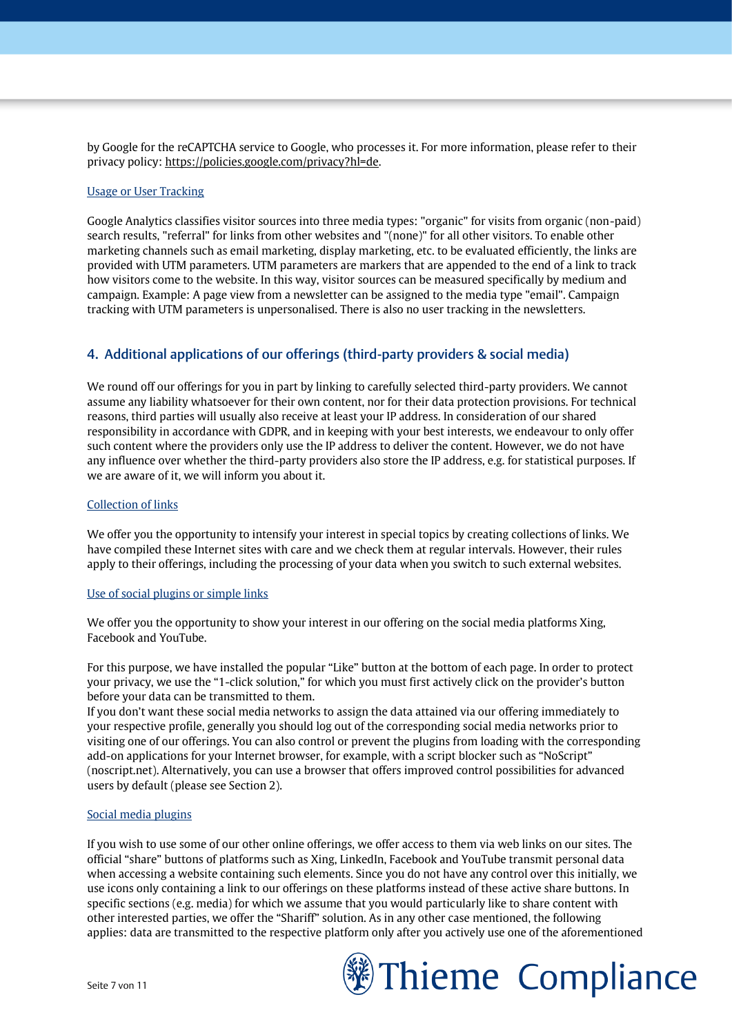by Google for the reCAPTCHA service to Google, who processes it. For more information, please refer to their privacy policy: https://policies.google.com/privacy?hl=de.

### Usage or User Tracking

Google Analytics classifies visitor sources into three media types: "organic" for visits from organic (non-paid) search results, "referral" for links from other websites and "(none)" for all other visitors. To enable other marketing channels such as email marketing, display marketing, etc. to be evaluated efficiently, the links are provided with UTM parameters. UTM parameters are markers that are appended to the end of a link to track how visitors come to the website. In this way, visitor sources can be measured specifically by medium and campaign. Example: A page view from a newsletter can be assigned to the media type "email". Campaign tracking with UTM parameters is unpersonalised. There is also no user tracking in the newsletters.

## 4. Additional applications of our offerings (third-party providers & social media)

We round off our offerings for you in part by linking to carefully selected third-party providers. We cannot assume any liability whatsoever for their own content, nor for their data protection provisions. For technical reasons, third parties will usually also receive at least your IP address. In consideration of our shared responsibility in accordance with GDPR, and in keeping with your best interests, we endeavour to only offer such content where the providers only use the IP address to deliver the content. However, we do not have any influence over whether the third-party providers also store the IP address, e.g. for statistical purposes. If we are aware of it, we will inform you about it.

### Collection of links

We offer you the opportunity to intensify your interest in special topics by creating collections of links. We have compiled these Internet sites with care and we check them at regular intervals. However, their rules apply to their offerings, including the processing of your data when you switch to such external websites.

### Use of social plugins or simple links

We offer you the opportunity to show your interest in our offering on the social media platforms Xing, Facebook and YouTube.

For this purpose, we have installed the popular "Like" button at the bottom of each page. In order to protect your privacy, we use the "1-click solution," for which you must first actively click on the provider's button before your data can be transmitted to them.
If you don't want these social media networks to assign the data attained via our offering immediately to your respective profile, generally you should log out of the corresponding social media networks prior to visiting one of our offerings. You can also control or prevent the plugins from loading with the corresponding add-on applications for your Internet browser, for example, with a script blocker such as "NoScript" (noscript.net). Alternatively, you can use a browser that offers improved control possibilities for advanced users by default (please see Section 2).

### Social media plugins

If you wish to use some of our other online offerings, we offer access to them via web links on our sites. The official "share" buttons of platforms such as Xing, LinkedIn, Facebook and YouTube transmit personal data when accessing a website containing such elements. Since you do not have any control over this initially, we use icons only containing a link to our offerings on these platforms instead of these active share buttons. In specific sections (e.g. media) for which we assume that you would particularly like to share content with other interested parties, we offer the "Shariff" solution. As in any other case mentioned, the following applies: data are transmitted to the respective platform only after you actively use one of the aforementioned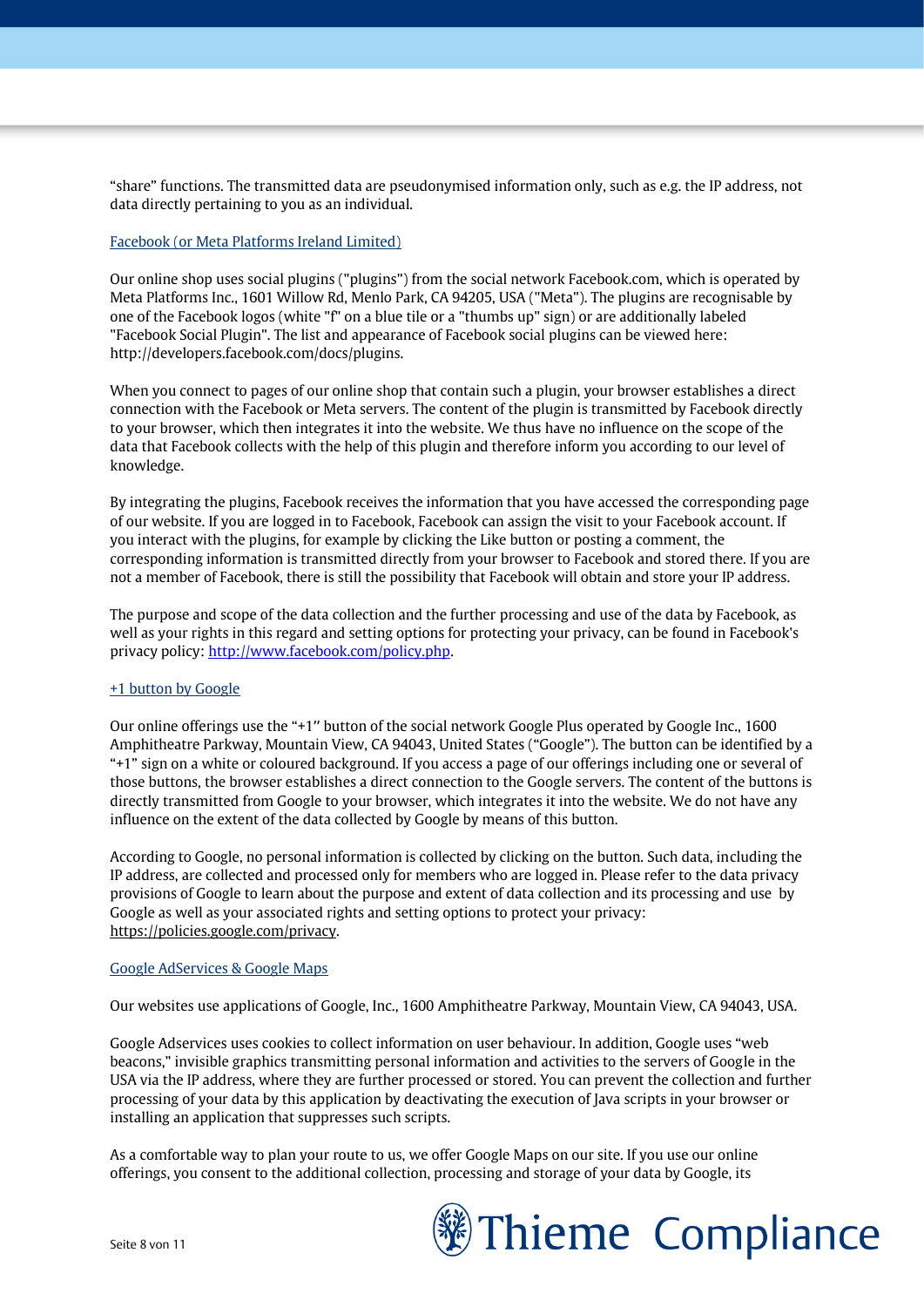“share” functions. The transmitted data are pseudonymised information only, such as e.g. the IP address, not data directly pertaining to you as an individual.

### Facebook (or Meta Platforms Ireland Limited)

Our online shop uses social plugins ("plugins") from the social network Facebook.com, which is operated by Meta Platforms Inc., 1601 Willow Rd, Menlo Park, CA 94205, USA ("Meta"). The plugins are recognisable by one of the Facebook logos (white "f" on a blue tile or a "thumbs up" sign) or are additionally labeled "Facebook Social Plugin". The list and appearance of Facebook social plugins can be viewed here: http://developers.facebook.com/docs/plugins.

When you connect to pages of our online shop that contain such a plugin, your browser establishes a direct connection with the Facebook or Meta servers. The content of the plugin is transmitted by Facebook directly to your browser, which then integrates it into the website. We thus have no influence on the scope of the data that Facebook collects with the help of this plugin and therefore inform you according to our level of knowledge.

By integrating the plugins, Facebook receives the information that you have accessed the corresponding page of our website. If you are logged in to Facebook, Facebook can assign the visit to your Facebook account. If you interact with the plugins, for example by clicking the Like button or posting a comment, the corresponding information is transmitted directly from your browser to Facebook and stored there. If you are not a member of Facebook, there is still the possibility that Facebook will obtain and store your IP address.

The purpose and scope of the data collection and the further processing and use of the data by Facebook, as well as your rights in this regard and setting options for protecting your privacy, can be found in Facebook's privacy policy: http://www.facebook.com/policy.php.

### +1 button by Google

Our online offerings use the “+1” button of the social network Google Plus operated by Google Inc., 1600 Amphitheatre Parkway, Mountain View, CA 94043, United States (“Google”). The button can be identified by a “+1” sign on a white or coloured background. If you access a page of our offerings including one or several of those buttons, the browser establishes a direct connection to the Google servers. The content of the buttons is directly transmitted from Google to your browser, which integrates it into the website. We do not have any influence on the extent of the data collected by Google by means of this button.

According to Google, no personal information is collected by clicking on the button. Such data, including the IP address, are collected and processed only for members who are logged in. Please refer to the data privacy provisions of Google to learn about the purpose and extent of data collection and its processing and use by Google as well as your associated rights and setting options to protect your privacy: https://policies.google.com/privacy.

### Google AdServices & Google Maps

Our websites use applications of Google, Inc., 1600 Amphitheatre Parkway, Mountain View, CA 94043, USA.

Google Adservices uses cookies to collect information on user behaviour. In addition, Google uses “web beacons,” invisible graphics transmitting personal information and activities to the servers of Google in the USA via the IP address, where they are further processed or stored. You can prevent the collection and further processing of your data by this application by deactivating the execution of Java scripts in your browser or installing an application that suppresses such scripts.

As a comfortable way to plan your route to us, we offer Google Maps on our site. If you use our online offerings, you consent to the additional collection, processing and storage of your data by Google, its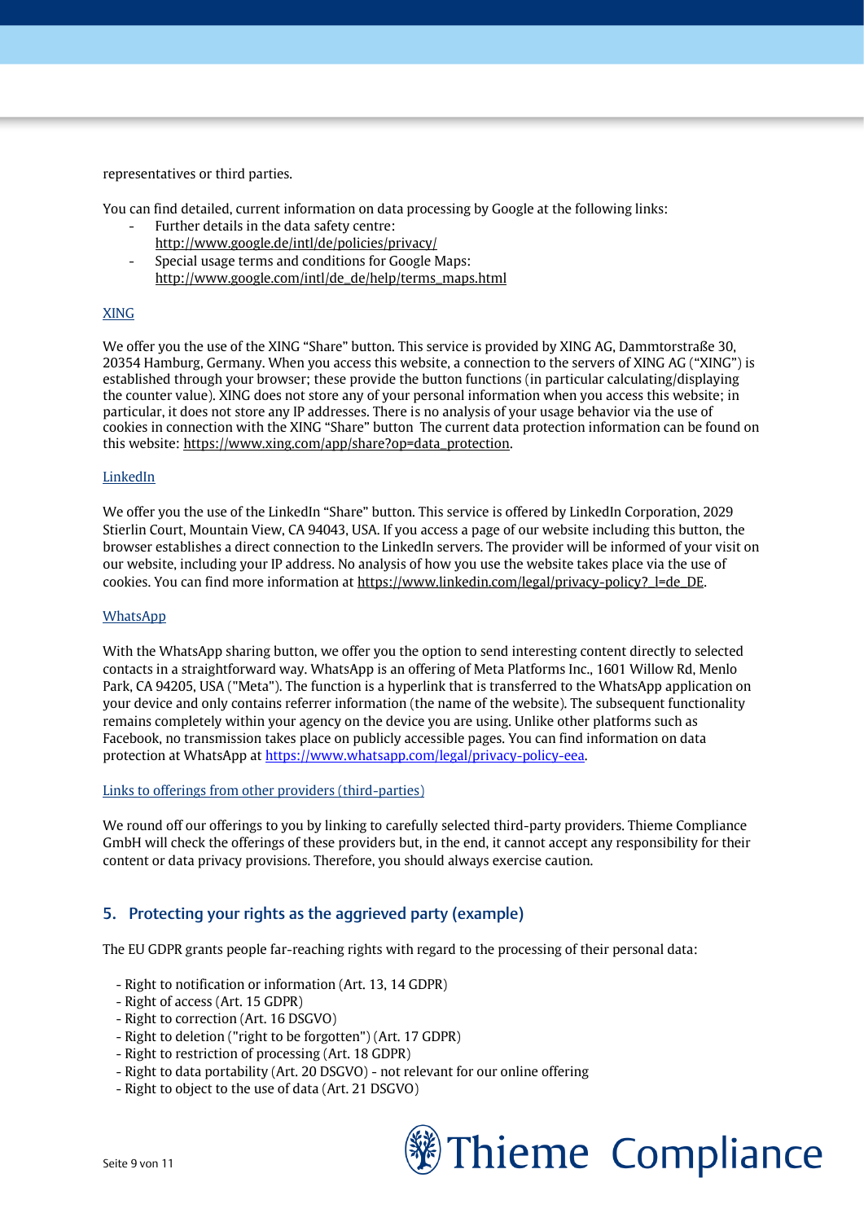representatives or third parties.

You can find detailed, current information on data processing by Google at the following links:

- Further details in the data safety centre: http://www.google.de/intl/de/policies/privacy/
- Special usage terms and conditions for Google Maps: http://www.google.com/intl/de_de/help/terms_maps.html

XING

We offer you the use of the XING "Share" button. This service is provided by XING AG, Dammtorstraße 30, 20354 Hamburg, Germany. When you access this website, a connection to the servers of XING AG ("XING") is established through your browser; these provide the button functions (in particular calculating/displaying the counter value). XING does not store any of your personal information when you access this website; in particular, it does not store any IP addresses. There is no analysis of your usage behavior via the use of cookies in connection with the XING "Share" button The current data protection information can be found on this website: https://www.xing.com/app/share?op=data_protection.

LinkedIn

We offer you the use of the LinkedIn "Share" button. This service is offered by LinkedIn Corporation, 2029 Stierlin Court, Mountain View, CA 94043, USA. If you access a page of our website including this button, the browser establishes a direct connection to the LinkedIn servers. The provider will be informed of your visit on our website, including your IP address. No analysis of how you use the website takes place via the use of cookies. You can find more information at https://www.linkedin.com/legal/privacy-policy?_l=de_DE.

WhatsApp

With the WhatsApp sharing button, we offer you the option to send interesting content directly to selected contacts in a straightforward way. WhatsApp is an offering of Meta Platforms Inc., 1601 Willow Rd, Menlo Park, CA 94205, USA ("Meta"). The function is a hyperlink that is transferred to the WhatsApp application on your device and only contains referrer information (the name of the website). The subsequent functionality remains completely within your agency on the device you are using. Unlike other platforms such as Facebook, no transmission takes place on publicly accessible pages. You can find information on data protection at WhatsApp at https://www.whatsapp.com/legal/privacy-policy-eea.

Links to offerings from other providers (third-parties)

We round off our offerings to you by linking to carefully selected third-party providers. Thieme Compliance GmbH will check the offerings of these providers but, in the end, it cannot accept any responsibility for their content or data privacy provisions. Therefore, you should always exercise caution.

## 5. Protecting your rights as the aggrieved party (example)

The EU GDPR grants people far-reaching rights with regard to the processing of their personal data:

- Right to notification or information (Art. 13, 14 GDPR)
- Right of access (Art. 15 GDPR)
- Right to correction (Art. 16 DSGVO)
- Right to deletion ("right to be forgotten") (Art. 17 GDPR)
- Right to restriction of processing (Art. 18 GDPR)
- Right to data portability (Art. 20 DSGVO) - not relevant for our online offering
- Right to object to the use of data (Art. 21 DSGVO)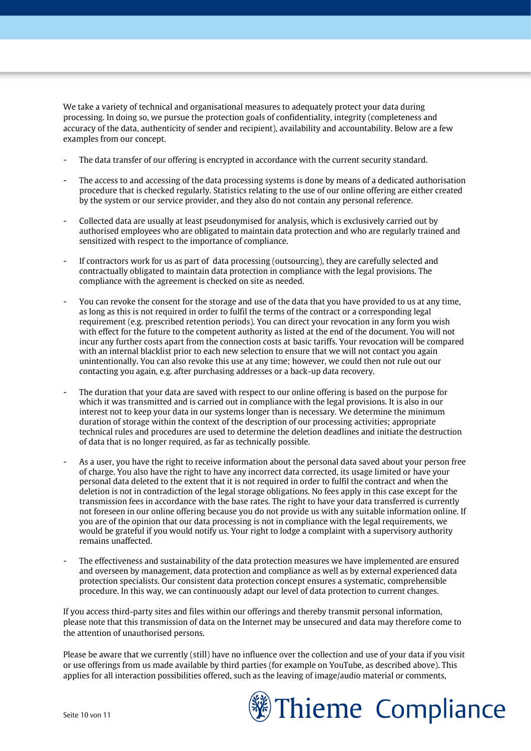We take a variety of technical and organisational measures to adequately protect your data during processing. In doing so, we pursue the protection goals of confidentiality, integrity (completeness and accuracy of the data, authenticity of sender and recipient), availability and accountability. Below are a few examples from our concept.

- The data transfer of our offering is encrypted in accordance with the current security standard.

- The access to and accessing of the data processing systems is done by means of a dedicated authorisation procedure that is checked regularly. Statistics relating to the use of our online offering are either created by the system or our service provider, and they also do not contain any personal reference.

- Collected data are usually at least pseudonymised for analysis, which is exclusively carried out by authorised employees who are obligated to maintain data protection and who are regularly trained and sensitized with respect to the importance of compliance.

- If contractors work for us as part of data processing (outsourcing), they are carefully selected and contractually obligated to maintain data protection in compliance with the legal provisions. The compliance with the agreement is checked on site as needed.

- You can revoke the consent for the storage and use of the data that you have provided to us at any time, as long as this is not required in order to fulfil the terms of the contract or a corresponding legal requirement (e.g. prescribed retention periods). You can direct your revocation in any form you wish with effect for the future to the competent authority as listed at the end of the document. You will not incur any further costs apart from the connection costs at basic tariffs. Your revocation will be compared with an internal blacklist prior to each new selection to ensure that we will not contact you again unintentionally. You can also revoke this use at any time; however, we could then not rule out our contacting you again, e.g. after purchasing addresses or a back-up data recovery.

- The duration that your data are saved with respect to our online offering is based on the purpose for which it was transmitted and is carried out in compliance with the legal provisions. It is also in our interest not to keep your data in our systems longer than is necessary. We determine the minimum duration of storage within the context of the description of our processing activities; appropriate technical rules and procedures are used to determine the deletion deadlines and initiate the destruction of data that is no longer required, as far as technically possible.

- As a user, you have the right to receive information about the personal data saved about your person free of charge. You also have the right to have any incorrect data corrected, its usage limited or have your personal data deleted to the extent that it is not required in order to fulfil the contract and when the deletion is not in contradiction of the legal storage obligations. No fees apply in this case except for the transmission fees in accordance with the base rates. The right to have your data transferred is currently not foreseen in our online offering because you do not provide us with any suitable information online. If you are of the opinion that our data processing is not in compliance with the legal requirements, we would be grateful if you would notify us. Your right to lodge a complaint with a supervisory authority remains unaffected.

- The effectiveness and sustainability of the data protection measures we have implemented are ensured and overseen by management, data protection and compliance as well as by external experienced data protection specialists. Our consistent data protection concept ensures a systematic, comprehensible procedure. In this way, we can continuously adapt our level of data protection to current changes.

If you access third-party sites and files within our offerings and thereby transmit personal information, please note that this transmission of data on the Internet may be unsecured and data may therefore come to the attention of unauthorised persons.

Please be aware that we currently (still) have no influence over the collection and use of your data if you visit or use offerings from us made available by third parties (for example on YouTube, as described above). This applies for all interaction possibilities offered, such as the leaving of image/audio material or comments,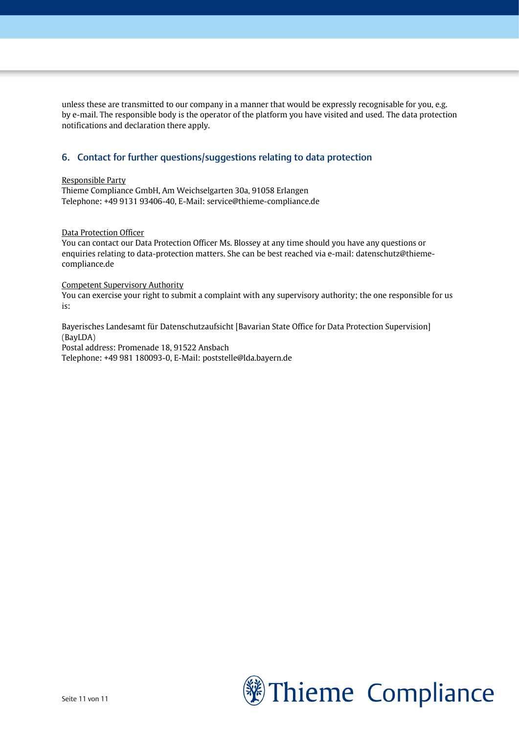unless these are transmitted to our company in a manner that would be expressly recognisable for you, e.g. by e-mail. The responsible body is the operator of the platform you have visited and used. The data protection notifications and declaration there apply.

## 6. Contact for further questions/suggestions relating to data protection

Responsible Party
Thieme Compliance GmbH, Am Weichselgarten 30a, 91058 Erlangen
Telephone: +49 9131 93406-40, E-Mail: service@thieme-compliance.de

Data Protection Officer
You can contact our Data Protection Officer Ms. Blossey at any time should you have any questions or enquiries relating to data-protection matters. She can be best reached via e-mail: datenschutz@thieme-compliance.de

Competent Supervisory Authority
You can exercise your right to submit a complaint with any supervisory authority; the one responsible for us is:

Bayerisches Landesamt für Datenschutzaufsicht [Bavarian State Office for Data Protection Supervision] (BayLDA)
Postal address: Promenade 18, 91522 Ansbach
Telephone: +49 981 180093-0, E-Mail: poststelle@lda.bayern.de